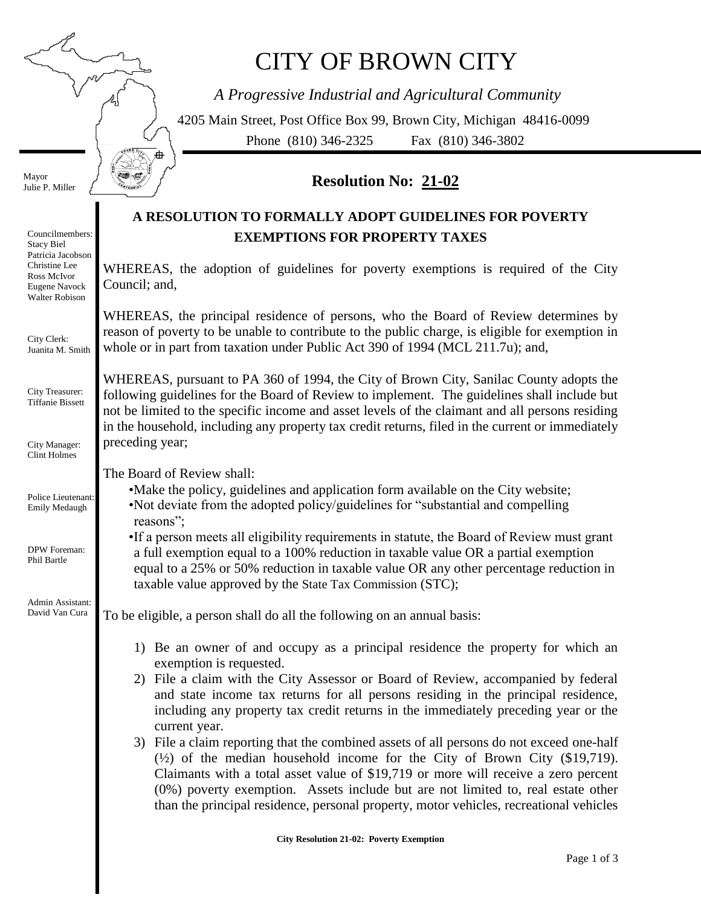# CITY OF BROWN CITY

*A Progressive Industrial and Agricultural Community*

4205 Main Street, Post Office Box 99, Brown City, Michigan 48416-0099

Phone (810) 346-2325 Fax (810) 346-3802

Mayor
Julie P. Miller

Councilmembers:
Stacy Biel
Patricia Jacobson
Christine Lee
Ross McIvor
Eugene Navock
Walter Robison

City Clerk:
Juanita M. Smith

City Treasurer:
Tiffanie Bissett

City Manager:
Clint Holmes

Police Lieutenant:
Emily Medaugh

DPW Foreman:
Phil Bartle

Admin Assistant:
David Van Cura

## Resolution No: 21-02

### A RESOLUTION TO FORMALLY ADOPT GUIDELINES FOR POVERTY EXEMPTIONS FOR PROPERTY TAXES

WHEREAS, the adoption of guidelines for poverty exemptions is required of the City Council; and,

WHEREAS, the principal residence of persons, who the Board of Review determines by reason of poverty to be unable to contribute to the public charge, is eligible for exemption in whole or in part from taxation under Public Act 390 of 1994 (MCL 211.7u); and,

WHEREAS, pursuant to PA 360 of 1994, the City of Brown City, Sanilac County adopts the following guidelines for the Board of Review to implement. The guidelines shall include but not be limited to the specific income and asset levels of the claimant and all persons residing in the household, including any property tax credit returns, filed in the current or immediately preceding year;

The Board of Review shall:

- Make the policy, guidelines and application form available on the City website;
- Not deviate from the adopted policy/guidelines for "substantial and compelling reasons";
- If a person meets all eligibility requirements in statute, the Board of Review must grant a full exemption equal to a 100% reduction in taxable value OR a partial exemption equal to a 25% or 50% reduction in taxable value OR any other percentage reduction in taxable value approved by the State Tax Commission (STC);

To be eligible, a person shall do all the following on an annual basis:

1) Be an owner of and occupy as a principal residence the property for which an exemption is requested.
2) File a claim with the City Assessor or Board of Review, accompanied by federal and state income tax returns for all persons residing in the principal residence, including any property tax credit returns in the immediately preceding year or the current year.
3) File a claim reporting that the combined assets of all persons do not exceed one-half (½) of the median household income for the City of Brown City ($19,719). Claimants with a total asset value of $19,719 or more will receive a zero percent (0%) poverty exemption. Assets include but are not limited to, real estate other than the principal residence, personal property, motor vehicles, recreational vehicles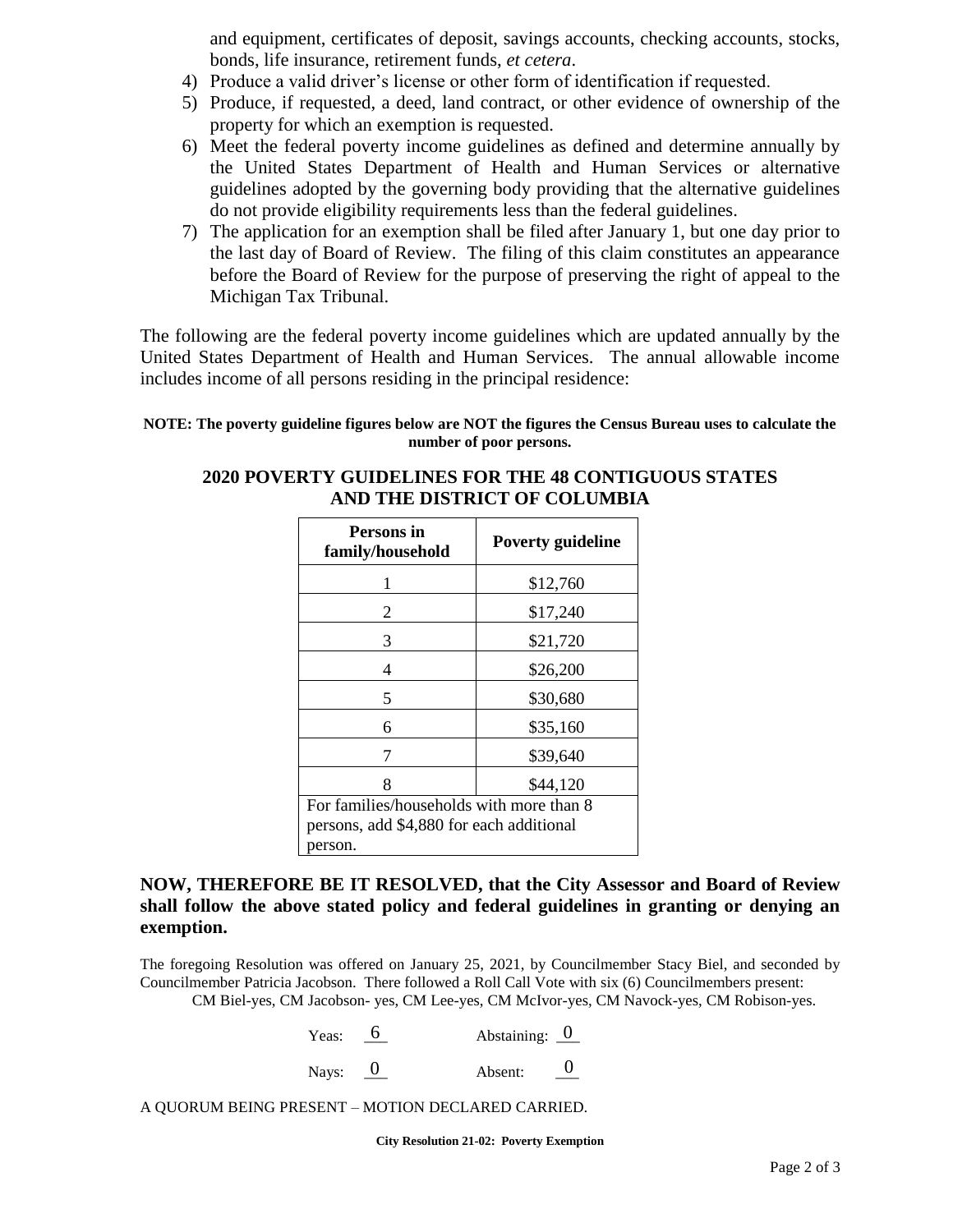and equipment, certificates of deposit, savings accounts, checking accounts, stocks, bonds, life insurance, retirement funds, *et cetera*.

4) Produce a valid driver's license or other form of identification if requested.
5) Produce, if requested, a deed, land contract, or other evidence of ownership of the property for which an exemption is requested.
6) Meet the federal poverty income guidelines as defined and determine annually by the United States Department of Health and Human Services or alternative guidelines adopted by the governing body providing that the alternative guidelines do not provide eligibility requirements less than the federal guidelines.
7) The application for an exemption shall be filed after January 1, but one day prior to the last day of Board of Review. The filing of this claim constitutes an appearance before the Board of Review for the purpose of preserving the right of appeal to the Michigan Tax Tribunal.

The following are the federal poverty income guidelines which are updated annually by the United States Department of Health and Human Services. The annual allowable income includes income of all persons residing in the principal residence:

**NOTE: The poverty guideline figures below are NOT the figures the Census Bureau uses to calculate the number of poor persons.**

## 2020 POVERTY GUIDELINES FOR THE 48 CONTIGUOUS STATES AND THE DISTRICT OF COLUMBIA

| Persons in family/household | Poverty guideline |
|---|---|
| 1 | $12,760 |
| 2 | $17,240 |
| 3 | $21,720 |
| 4 | $26,200 |
| 5 | $30,680 |
| 6 | $35,160 |
| 7 | $39,640 |
| 8 | $44,120 |
| For families/households with more than 8 persons, add $4,880 for each additional person. | |

**NOW, THEREFORE BE IT RESOLVED, that the City Assessor and Board of Review shall follow the above stated policy and federal guidelines in granting or denying an exemption.**

The foregoing Resolution was offered on January 25, 2021, by Councilmember Stacy Biel, and seconded by Councilmember Patricia Jacobson. There followed a Roll Call Vote with six (6) Councilmembers present:
CM Biel-yes, CM Jacobson- yes, CM Lee-yes, CM McIvor-yes, CM Navock-yes, CM Robison-yes.

Yeas: 6 Abstaining: 0

Nays: 0 Absent: 0

A QUORUM BEING PRESENT – MOTION DECLARED CARRIED.

**City Resolution 21-02: Poverty Exemption**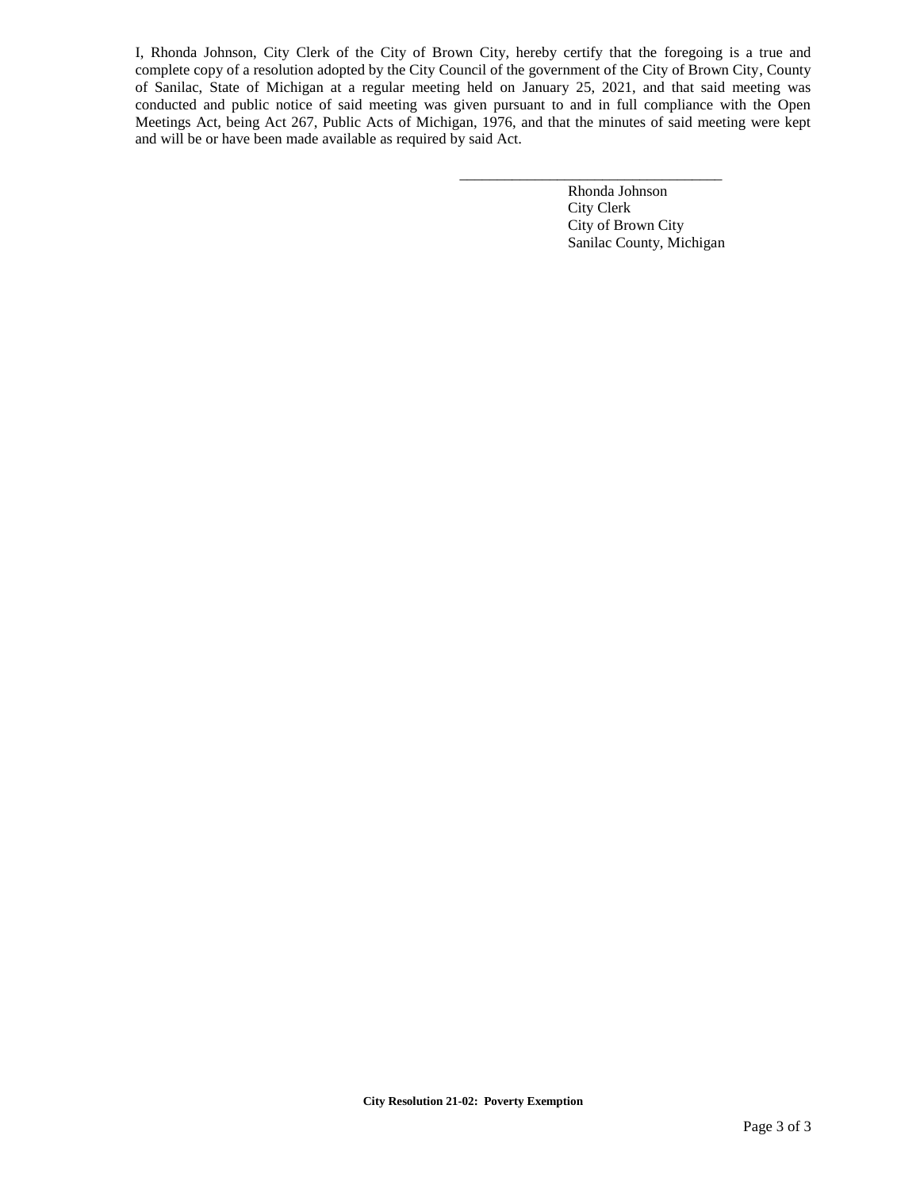I, Rhonda Johnson, City Clerk of the City of Brown City, hereby certify that the foregoing is a true and complete copy of a resolution adopted by the City Council of the government of the City of Brown City, County of Sanilac, State of Michigan at a regular meeting held on January 25, 2021, and that said meeting was conducted and public notice of said meeting was given pursuant to and in full compliance with the Open Meetings Act, being Act 267, Public Acts of Michigan, 1976, and that the minutes of said meeting were kept and will be or have been made available as required by said Act.

___________________________________

Rhonda Johnson
City Clerk
City of Brown City
Sanilac County, Michigan